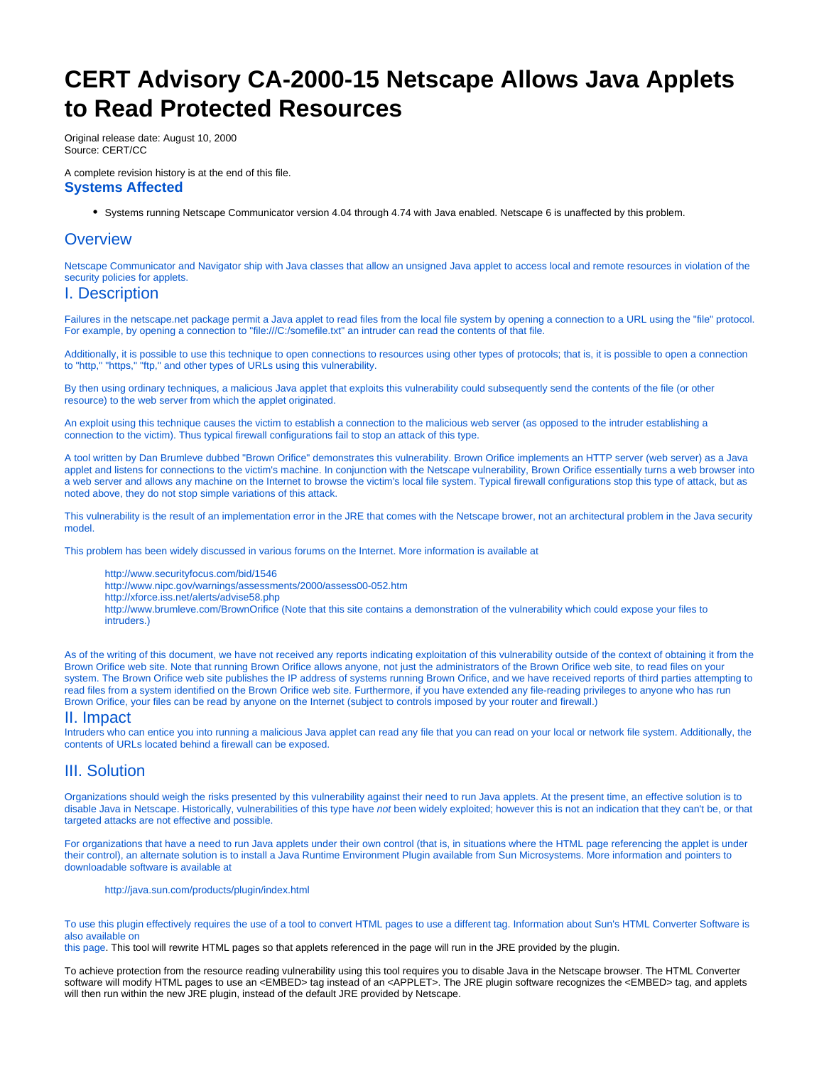# CERT Advisory CA-2000-15 Netscape Allows Java Applets to Read Protected Resources

Original release date: August 10, 2000
Source: CERT/CC

A complete revision history is at the end of this file.

### Systems Affected

- Systems running Netscape Communicator version 4.04 through 4.74 with Java enabled. Netscape 6 is unaffected by this problem.

## Overview

Netscape Communicator and Navigator ship with Java classes that allow an unsigned Java applet to access local and remote resources in violation of the security policies for applets.

## I. Description

Failures in the netscape.net package permit a Java applet to read files from the local file system by opening a connection to a URL using the "file" protocol. For example, by opening a connection to "file:///C:/somefile.txt" an intruder can read the contents of that file.

Additionally, it is possible to use this technique to open connections to resources using other types of protocols; that is, it is possible to open a connection to "http," "https," "ftp," and other types of URLs using this vulnerability.

By then using ordinary techniques, a malicious Java applet that exploits this vulnerability could subsequently send the contents of the file (or other resource) to the web server from which the applet originated.

An exploit using this technique causes the victim to establish a connection to the malicious web server (as opposed to the intruder establishing a connection to the victim). Thus typical firewall configurations fail to stop an attack of this type.

A tool written by Dan Brumleve dubbed "Brown Orifice" demonstrates this vulnerability. Brown Orifice implements an HTTP server (web server) as a Java applet and listens for connections to the victim's machine. In conjunction with the Netscape vulnerability, Brown Orifice essentially turns a web browser into a web server and allows any machine on the Internet to browse the victim's local file system. Typical firewall configurations stop this type of attack, but as noted above, they do not stop simple variations of this attack.

This vulnerability is the result of an implementation error in the JRE that comes with the Netscape brower, not an architectural problem in the Java security model.

This problem has been widely discussed in various forums on the Internet. More information is available at

> http://www.securityfocus.com/bid/1546
> http://www.nipc.gov/warnings/assessments/2000/assess00-052.htm
> http://xforce.iss.net/alerts/advise58.php
> http://www.brumleve.com/BrownOrifice (Note that this site contains a demonstration of the vulnerability which could expose your files to intruders.)

As of the writing of this document, we have not received any reports indicating exploitation of this vulnerability outside of the context of obtaining it from the Brown Orifice web site. Note that running Brown Orifice allows anyone, not just the administrators of the Brown Orifice web site, to read files on your system. The Brown Orifice web site publishes the IP address of systems running Brown Orifice, and we have received reports of third parties attempting to read files from a system identified on the Brown Orifice web site. Furthermore, if you have extended any file-reading privileges to anyone who has run Brown Orifice, your files can be read by anyone on the Internet (subject to controls imposed by your router and firewall.)

## II. Impact

Intruders who can entice you into running a malicious Java applet can read any file that you can read on your local or network file system. Additionally, the contents of URLs located behind a firewall can be exposed.

## III. Solution

Organizations should weigh the risks presented by this vulnerability against their need to run Java applets. At the present time, an effective solution is to disable Java in Netscape. Historically, vulnerabilities of this type have *not* been widely exploited; however this is not an indication that they can't be, or that targeted attacks are not effective and possible.

For organizations that have a need to run Java applets under their own control (that is, in situations where the HTML page referencing the applet is under their control), an alternate solution is to install a Java Runtime Environment Plugin available from Sun Microsystems. More information and pointers to downloadable software is available at

> http://java.sun.com/products/plugin/index.html

To use this plugin effectively requires the use of a tool to convert HTML pages to use a different tag. Information about Sun's HTML Converter Software is also available on this page. This tool will rewrite HTML pages so that applets referenced in the page will run in the JRE provided by the plugin.

To achieve protection from the resource reading vulnerability using this tool requires you to disable Java in the Netscape browser. The HTML Converter software will modify HTML pages to use an <EMBED> tag instead of an <APPLET>. The JRE plugin software recognizes the <EMBED> tag, and applets will then run within the new JRE plugin, instead of the default JRE provided by Netscape.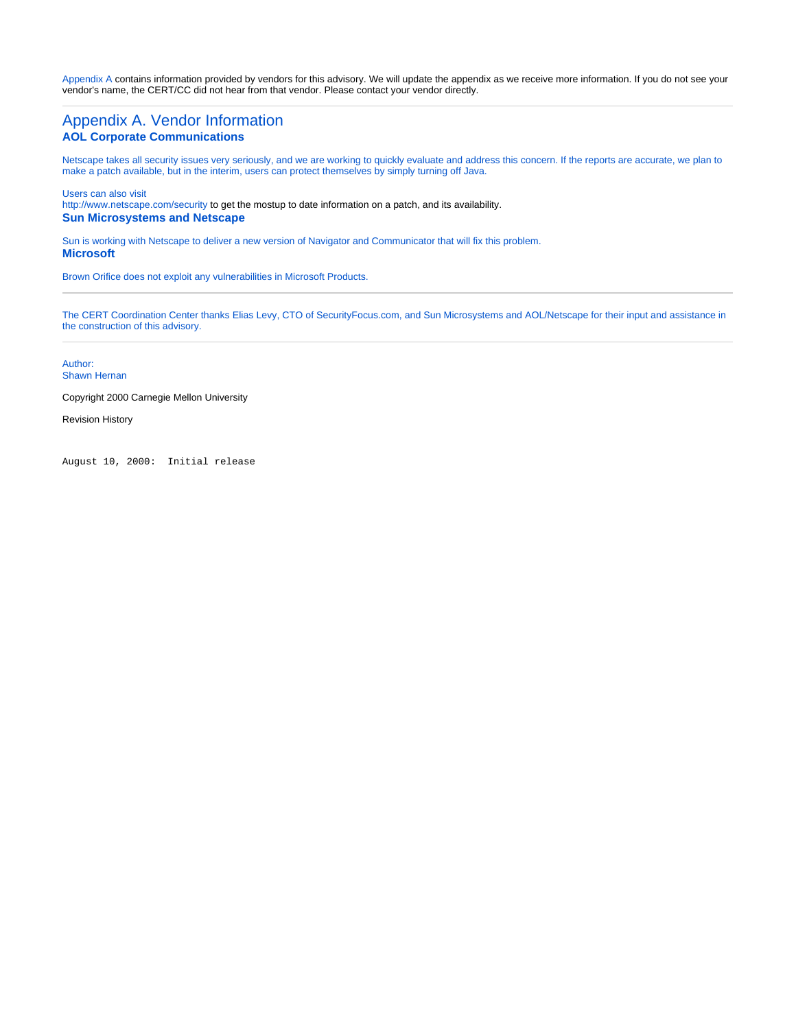Appendix A contains information provided by vendors for this advisory. We will update the appendix as we receive more information. If you do not see your vendor's name, the CERT/CC did not hear from that vendor. Please contact your vendor directly.

---

## Appendix A. Vendor Information

### AOL Corporate Communications

Netscape takes all security issues very seriously, and we are working to quickly evaluate and address this concern. If the reports are accurate, we plan to make a patch available, but in the interim, users can protect themselves by simply turning off Java.

Users can also visit
http://www.netscape.com/security to get the mostup to date information on a patch, and its availability.

### Sun Microsystems and Netscape

Sun is working with Netscape to deliver a new version of Navigator and Communicator that will fix this problem.

### Microsoft

Brown Orifice does not exploit any vulnerabilities in Microsoft Products.

---

The CERT Coordination Center thanks Elias Levy, CTO of SecurityFocus.com, and Sun Microsystems and AOL/Netscape for their input and assistance in the construction of this advisory.

---

Author:
Shawn Hernan

Copyright 2000 Carnegie Mellon University

Revision History

```
August 10, 2000:  Initial release
```